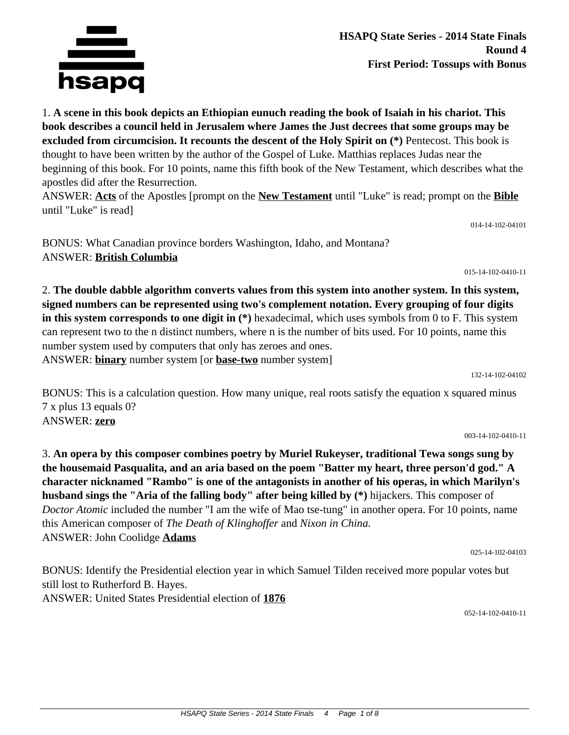**HSAPQ State Series - 2014 State Finals**
**Round 4**
**First Period: Tossups with Bonus**

1. **A scene in this book depicts an Ethiopian eunuch reading the book of Isaiah in his chariot. This book describes a council held in Jerusalem where James the Just decrees that some groups may be excluded from circumcision. It recounts the descent of the Holy Spirit on (*)** Pentecost. This book is thought to have been written by the author of the Gospel of Luke. Matthias replaces Judas near the beginning of this book. For 10 points, name this fifth book of the New Testament, which describes what the apostles did after the Resurrection.
ANSWER: **<u>Acts</u>** of the Apostles [prompt on the **<u>New Testament</u>** until "Luke" is read; prompt on the **<u>Bible</u>** until "Luke" is read]

014-14-102-04101

BONUS: What Canadian province borders Washington, Idaho, and Montana?
ANSWER: **<u>British Columbia</u>**

015-14-102-0410-11

2. **The double dabble algorithm converts values from this system into another system. In this system, signed numbers can be represented using two's complement notation. Every grouping of four digits in this system corresponds to one digit in (*)** hexadecimal, which uses symbols from 0 to F. This system can represent two to the n distinct numbers, where n is the number of bits used. For 10 points, name this number system used by computers that only has zeroes and ones.
ANSWER: **<u>binary</u>** number system [or **<u>base-two</u>** number system]

132-14-102-04102

BONUS: This is a calculation question. How many unique, real roots satisfy the equation x squared minus 7 x plus 13 equals 0?
ANSWER: **<u>zero</u>**

003-14-102-0410-11

3. **An opera by this composer combines poetry by Muriel Rukeyser, traditional Tewa songs sung by the housemaid Pasqualita, and an aria based on the poem "Batter my heart, three person'd god." A character nicknamed "Rambo" is one of the antagonists in another of his operas, in which Marilyn's husband sings the "Aria of the falling body" after being killed by (*)** hijackers. This composer of *Doctor Atomic* included the number "I am the wife of Mao tse-tung" in another opera. For 10 points, name this American composer of *The Death of Klinghoffer* and *Nixon in China.*
ANSWER: John Coolidge **<u>Adams</u>**

025-14-102-04103

BONUS: Identify the Presidential election year in which Samuel Tilden received more popular votes but still lost to Rutherford B. Hayes.
ANSWER: United States Presidential election of **<u>1876</u>**

052-14-102-0410-11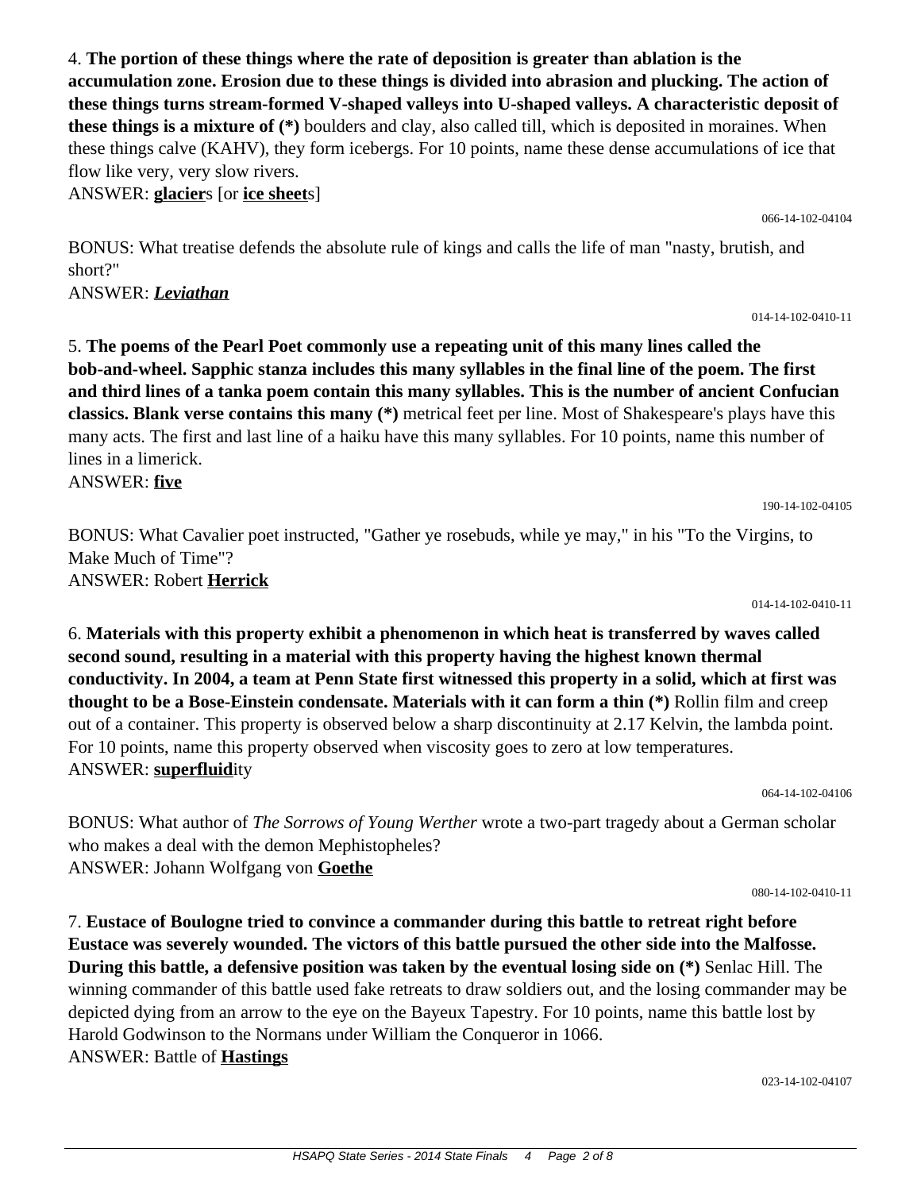4. **The portion of these things where the rate of deposition is greater than ablation is the accumulation zone. Erosion due to these things is divided into abrasion and plucking. The action of these things turns stream-formed V-shaped valleys into U-shaped valleys. A characteristic deposit of these things is a mixture of (*)** boulders and clay, also called till, which is deposited in moraines. When these things calve (KAHV), they form icebergs. For 10 points, name these dense accumulations of ice that flow like very, very slow rivers.

ANSWER: **glacier**s [or **ice sheet**s]

066-14-102-04104

BONUS: What treatise defends the absolute rule of kings and calls the life of man "nasty, brutish, and short?"

ANSWER: ***Leviathan***

014-14-102-0410-11

5. **The poems of the Pearl Poet commonly use a repeating unit of this many lines called the bob-and-wheel. Sapphic stanza includes this many syllables in the final line of the poem. The first and third lines of a tanka poem contain this many syllables. This is the number of ancient Confucian classics. Blank verse contains this many (*)** metrical feet per line. Most of Shakespeare's plays have this many acts. The first and last line of a haiku have this many syllables. For 10 points, name this number of lines in a limerick.

ANSWER: **five**

190-14-102-04105

BONUS: What Cavalier poet instructed, "Gather ye rosebuds, while ye may," in his "To the Virgins, to Make Much of Time"?

ANSWER: Robert **Herrick**

014-14-102-0410-11

6. **Materials with this property exhibit a phenomenon in which heat is transferred by waves called second sound, resulting in a material with this property having the highest known thermal conductivity. In 2004, a team at Penn State first witnessed this property in a solid, which at first was thought to be a Bose-Einstein condensate. Materials with it can form a thin (*)** Rollin film and creep out of a container. This property is observed below a sharp discontinuity at 2.17 Kelvin, the lambda point. For 10 points, name this property observed when viscosity goes to zero at low temperatures.

ANSWER: **superfluid**ity

064-14-102-04106

BONUS: What author of *The Sorrows of Young Werther* wrote a two-part tragedy about a German scholar who makes a deal with the demon Mephistopheles?

ANSWER: Johann Wolfgang von **Goethe**

080-14-102-0410-11

7. **Eustace of Boulogne tried to convince a commander during this battle to retreat right before Eustace was severely wounded. The victors of this battle pursued the other side into the Malfosse. During this battle, a defensive position was taken by the eventual losing side on (*)** Senlac Hill. The winning commander of this battle used fake retreats to draw soldiers out, and the losing commander may be depicted dying from an arrow to the eye on the Bayeux Tapestry. For 10 points, name this battle lost by Harold Godwinson to the Normans under William the Conqueror in 1066.

ANSWER: Battle of **Hastings**

023-14-102-04107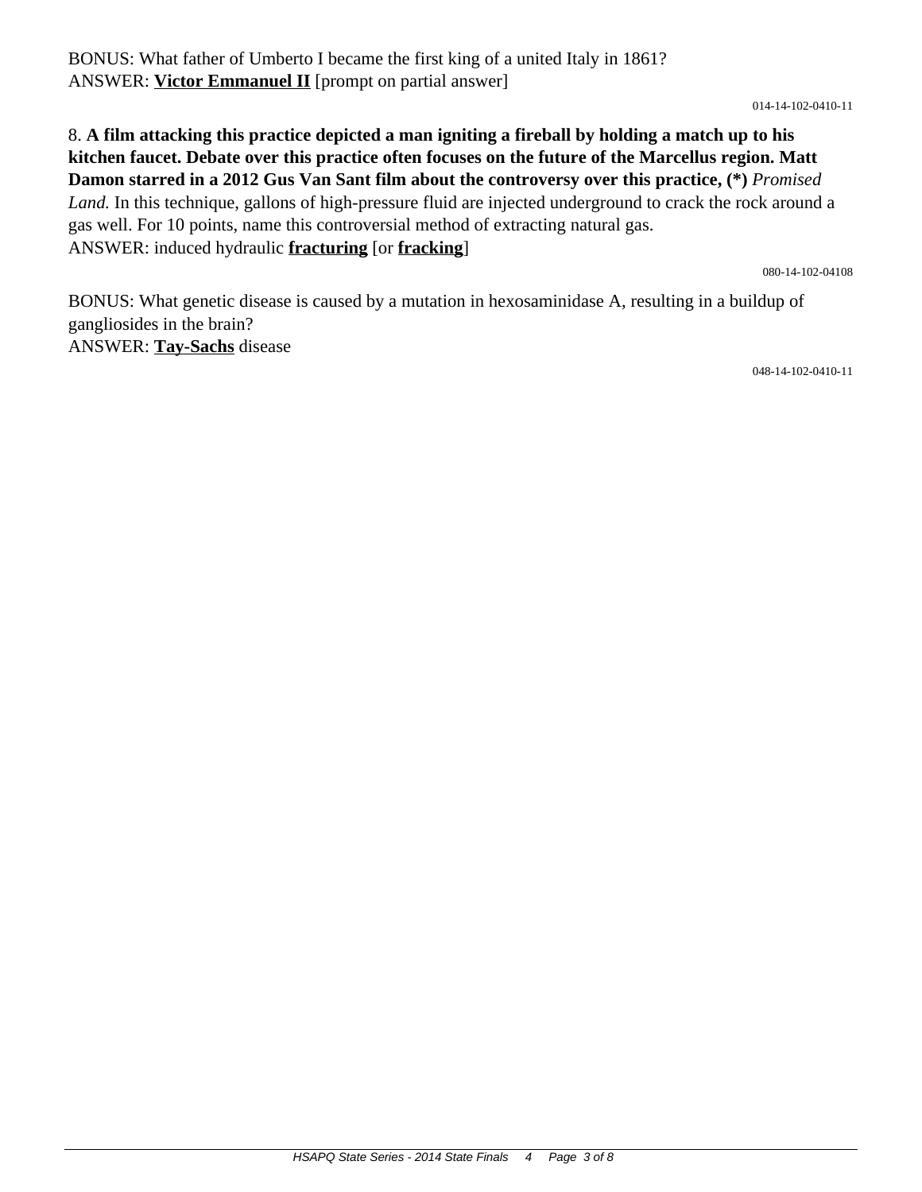BONUS: What father of Umberto I became the first king of a united Italy in 1861?
ANSWER: **Victor Emmanuel II** [prompt on partial answer]

014-14-102-0410-11

8. **A film attacking this practice depicted a man igniting a fireball by holding a match up to his kitchen faucet. Debate over this practice often focuses on the future of the Marcellus region. Matt Damon starred in a 2012 Gus Van Sant film about the controversy over this practice, (*)** *Promised Land.* In this technique, gallons of high-pressure fluid are injected underground to crack the rock around a gas well. For 10 points, name this controversial method of extracting natural gas.
ANSWER: induced hydraulic **fracturing** [or **fracking**]

080-14-102-04108

BONUS: What genetic disease is caused by a mutation in hexosaminidase A, resulting in a buildup of gangliosides in the brain?
ANSWER: **Tay-Sachs** disease

048-14-102-0410-11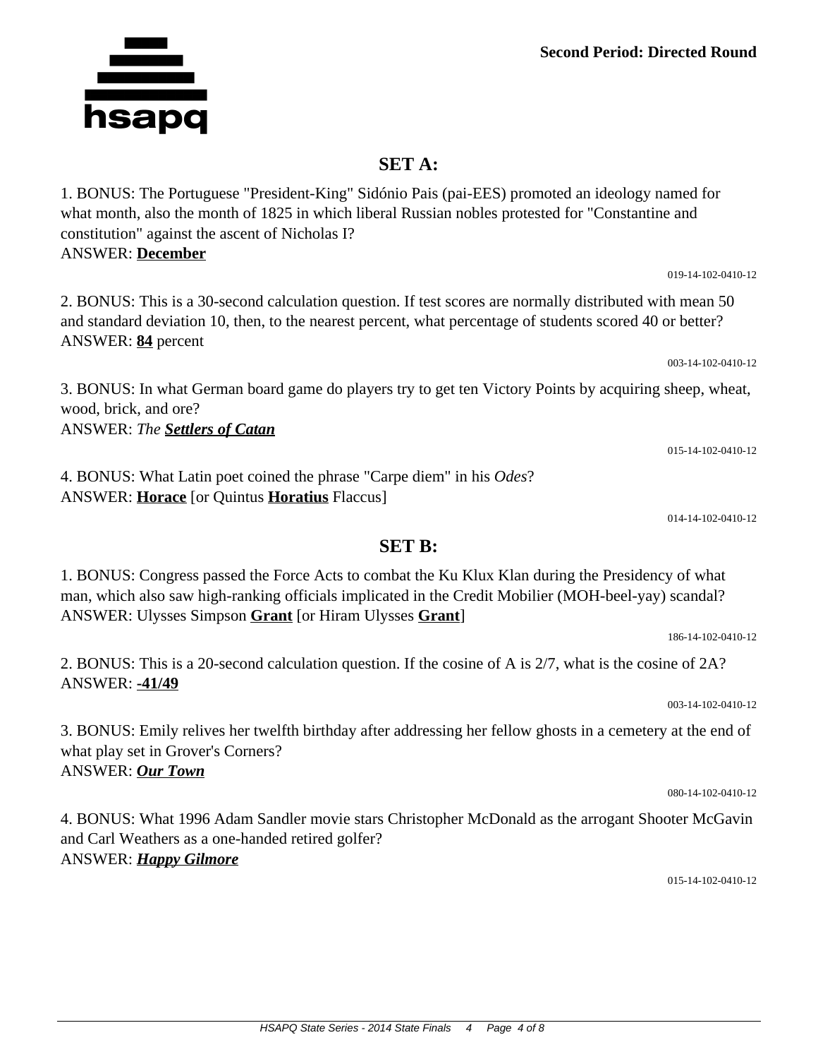**Second Period: Directed Round**

## SET A:

1. BONUS: The Portuguese "President-King" Sidónio Pais (pai-EES) promoted an ideology named for what month, also the month of 1825 in which liberal Russian nobles protested for "Constantine and constitution" against the ascent of Nicholas I?
ANSWER: **December**

019-14-102-0410-12

2. BONUS: This is a 30-second calculation question. If test scores are normally distributed with mean 50 and standard deviation 10, then, to the nearest percent, what percentage of students scored 40 or better?
ANSWER: **84** percent

003-14-102-0410-12

3. BONUS: In what German board game do players try to get ten Victory Points by acquiring sheep, wheat, wood, brick, and ore?
ANSWER: *The* ***Settlers of Catan***

015-14-102-0410-12

4. BONUS: What Latin poet coined the phrase "Carpe diem" in his *Odes*?
ANSWER: **Horace** [or Quintus **Horatius** Flaccus]

014-14-102-0410-12

## SET B:

1. BONUS: Congress passed the Force Acts to combat the Ku Klux Klan during the Presidency of what man, which also saw high-ranking officials implicated in the Credit Mobilier (MOH-beel-yay) scandal?
ANSWER: Ulysses Simpson **Grant** [or Hiram Ulysses **Grant**]

186-14-102-0410-12

2. BONUS: This is a 20-second calculation question. If the cosine of A is 2/7, what is the cosine of 2A?
ANSWER: **-41/49**

003-14-102-0410-12

3. BONUS: Emily relives her twelfth birthday after addressing her fellow ghosts in a cemetery at the end of what play set in Grover's Corners?
ANSWER: ***Our Town***

080-14-102-0410-12

4. BONUS: What 1996 Adam Sandler movie stars Christopher McDonald as the arrogant Shooter McGavin and Carl Weathers as a one-handed retired golfer?
ANSWER: ***Happy Gilmore***

015-14-102-0410-12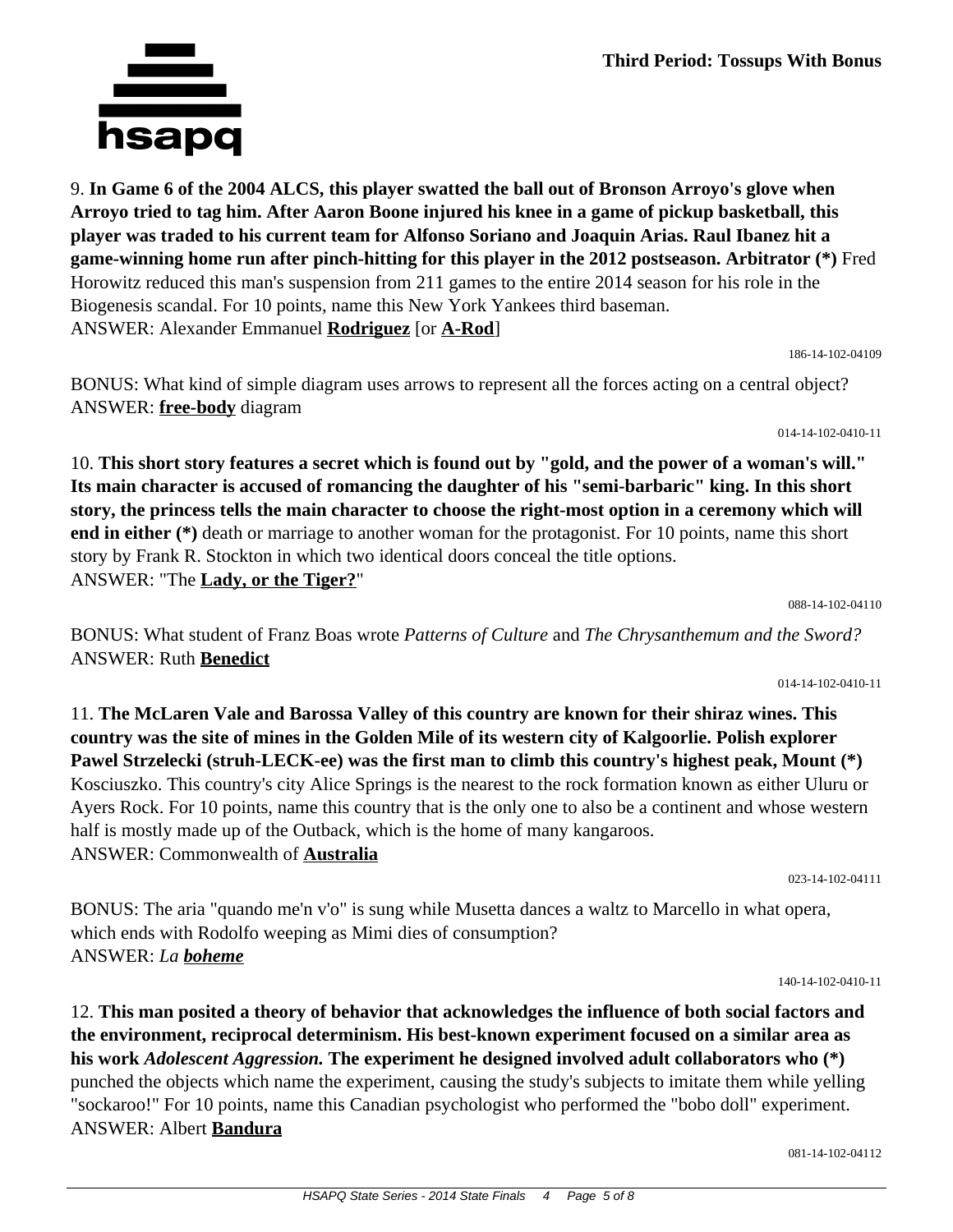Third Period: Tossups With Bonus

9. **In Game 6 of the 2004 ALCS, this player swatted the ball out of Bronson Arroyo's glove when Arroyo tried to tag him. After Aaron Boone injured his knee in a game of pickup basketball, this player was traded to his current team for Alfonso Soriano and Joaquin Arias. Raul Ibanez hit a game-winning home run after pinch-hitting for this player in the 2012 postseason. Arbitrator (*)** Fred Horowitz reduced this man's suspension from 211 games to the entire 2014 season for his role in the Biogenesis scandal. For 10 points, name this New York Yankees third baseman.
ANSWER: Alexander Emmanuel **Rodriguez** [or **A-Rod**]

186-14-102-04109

BONUS: What kind of simple diagram uses arrows to represent all the forces acting on a central object?
ANSWER: **free-body** diagram

014-14-102-0410-11

10. **This short story features a secret which is found out by "gold, and the power of a woman's will." Its main character is accused of romancing the daughter of his "semi-barbaric" king. In this short story, the princess tells the main character to choose the right-most option in a ceremony which will end in either (*)** death or marriage to another woman for the protagonist. For 10 points, name this short story by Frank R. Stockton in which two identical doors conceal the title options.
ANSWER: "The **Lady, or the Tiger?**"

088-14-102-04110

BONUS: What student of Franz Boas wrote *Patterns of Culture* and *The Chrysanthemum and the Sword?*
ANSWER: Ruth **Benedict**

014-14-102-0410-11

11. **The McLaren Vale and Barossa Valley of this country are known for their shiraz wines. This country was the site of mines in the Golden Mile of its western city of Kalgoorlie. Polish explorer Pawel Strzelecki (struh-LECK-ee) was the first man to climb this country's highest peak, Mount (*)** Kosciuszko. This country's city Alice Springs is the nearest to the rock formation known as either Uluru or Ayers Rock. For 10 points, name this country that is the only one to also be a continent and whose western half is mostly made up of the Outback, which is the home of many kangaroos.
ANSWER: Commonwealth of **Australia**

023-14-102-04111

BONUS: The aria "quando me'n v'o" is sung while Musetta dances a waltz to Marcello in what opera, which ends with Rodolfo weeping as Mimi dies of consumption?
ANSWER: *La **boheme***

140-14-102-0410-11

12. **This man posited a theory of behavior that acknowledges the influence of both social factors and the environment, reciprocal determinism. His best-known experiment focused on a similar area as his work *Adolescent Aggression.* The experiment he designed involved adult collaborators who (*)** punched the objects which name the experiment, causing the study's subjects to imitate them while yelling "sockaroo!" For 10 points, name this Canadian psychologist who performed the "bobo doll" experiment.
ANSWER: Albert **Bandura**

081-14-102-04112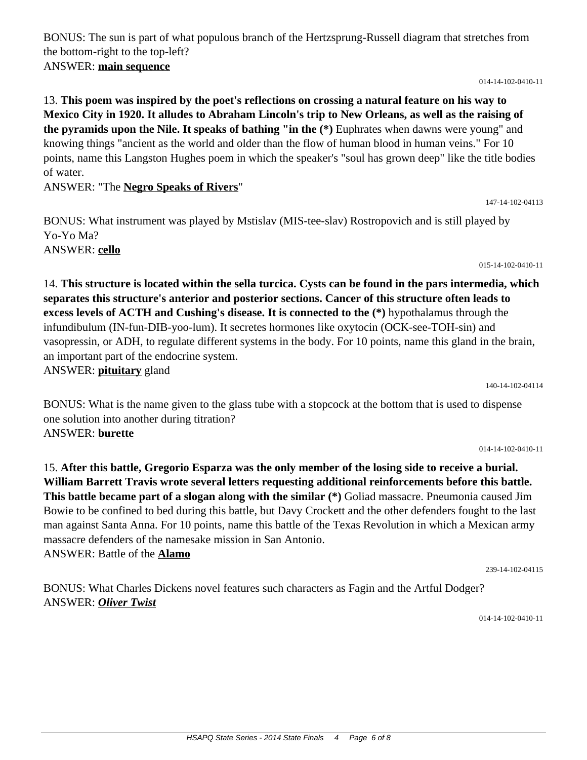BONUS: The sun is part of what populous branch of the Hertzsprung-Russell diagram that stretches from the bottom-right to the top-left?
ANSWER: **main sequence**

014-14-102-0410-11

13. **This poem was inspired by the poet's reflections on crossing a natural feature on his way to Mexico City in 1920. It alludes to Abraham Lincoln's trip to New Orleans, as well as the raising of the pyramids upon the Nile. It speaks of bathing "in the (*)** Euphrates when dawns were young" and knowing things "ancient as the world and older than the flow of human blood in human veins." For 10 points, name this Langston Hughes poem in which the speaker's "soul has grown deep" like the title bodies of water.
ANSWER: "The **Negro Speaks of Rivers**"

147-14-102-04113

BONUS: What instrument was played by Mstislav (MIS-tee-slav) Rostropovich and is still played by Yo-Yo Ma?
ANSWER: **cello**

015-14-102-0410-11

14. **This structure is located within the sella turcica. Cysts can be found in the pars intermedia, which separates this structure's anterior and posterior sections. Cancer of this structure often leads to excess levels of ACTH and Cushing's disease. It is connected to the (*)** hypothalamus through the infundibulum (IN-fun-DIB-yoo-lum). It secretes hormones like oxytocin (OCK-see-TOH-sin) and vasopressin, or ADH, to regulate different systems in the body. For 10 points, name this gland in the brain, an important part of the endocrine system.
ANSWER: **pituitary** gland

140-14-102-04114

BONUS: What is the name given to the glass tube with a stopcock at the bottom that is used to dispense one solution into another during titration?
ANSWER: **burette**

014-14-102-0410-11

15. **After this battle, Gregorio Esparza was the only member of the losing side to receive a burial. William Barrett Travis wrote several letters requesting additional reinforcements before this battle. This battle became part of a slogan along with the similar (*)** Goliad massacre. Pneumonia caused Jim Bowie to be confined to bed during this battle, but Davy Crockett and the other defenders fought to the last man against Santa Anna. For 10 points, name this battle of the Texas Revolution in which a Mexican army massacre defenders of the namesake mission in San Antonio.
ANSWER: Battle of the **Alamo**

239-14-102-04115

BONUS: What Charles Dickens novel features such characters as Fagin and the Artful Dodger?
ANSWER: ***Oliver Twist***

014-14-102-0410-11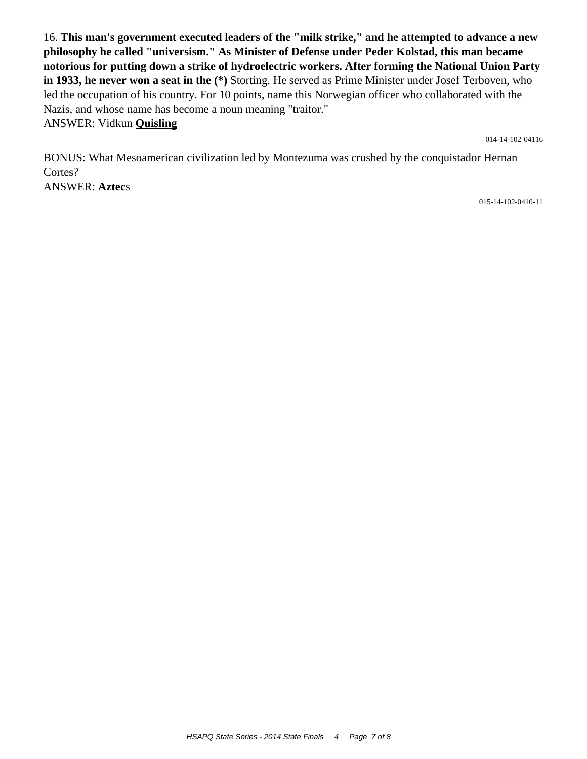16. **This man's government executed leaders of the "milk strike," and he attempted to advance a new philosophy he called "universism." As Minister of Defense under Peder Kolstad, this man became notorious for putting down a strike of hydroelectric workers. After forming the National Union Party in 1933, he never won a seat in the (*)** Storting. He served as Prime Minister under Josef Terboven, who led the occupation of his country. For 10 points, name this Norwegian officer who collaborated with the Nazis, and whose name has become a noun meaning "traitor."
ANSWER: Vidkun **Quisling**

014-14-102-04116

BONUS: What Mesoamerican civilization led by Montezuma was crushed by the conquistador Hernan Cortes?
ANSWER: **Aztec**s

015-14-102-0410-11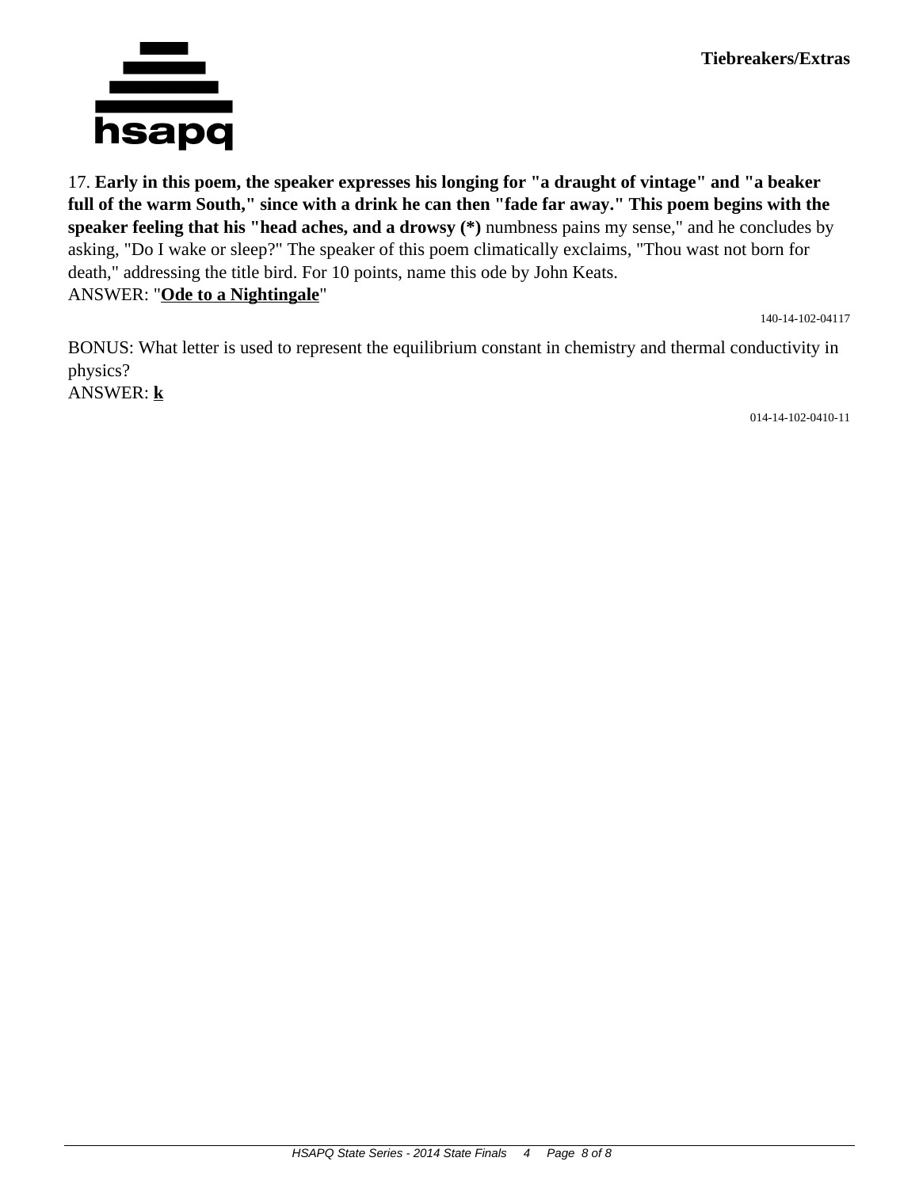**Tiebreakers/Extras**

17. **Early in this poem, the speaker expresses his longing for "a draught of vintage" and "a beaker full of the warm South," since with a drink he can then "fade far away." This poem begins with the speaker feeling that his "head aches, and a drowsy (*)** numbness pains my sense," and he concludes by asking, "Do I wake or sleep?" The speaker of this poem climatically exclaims, "Thou wast not born for death," addressing the title bird. For 10 points, name this ode by John Keats.
ANSWER: "**<u>Ode to a Nightingale</u>**"

140-14-102-04117

BONUS: What letter is used to represent the equilibrium constant in chemistry and thermal conductivity in physics?
ANSWER: **<u>k</u>**

014-14-102-0410-11